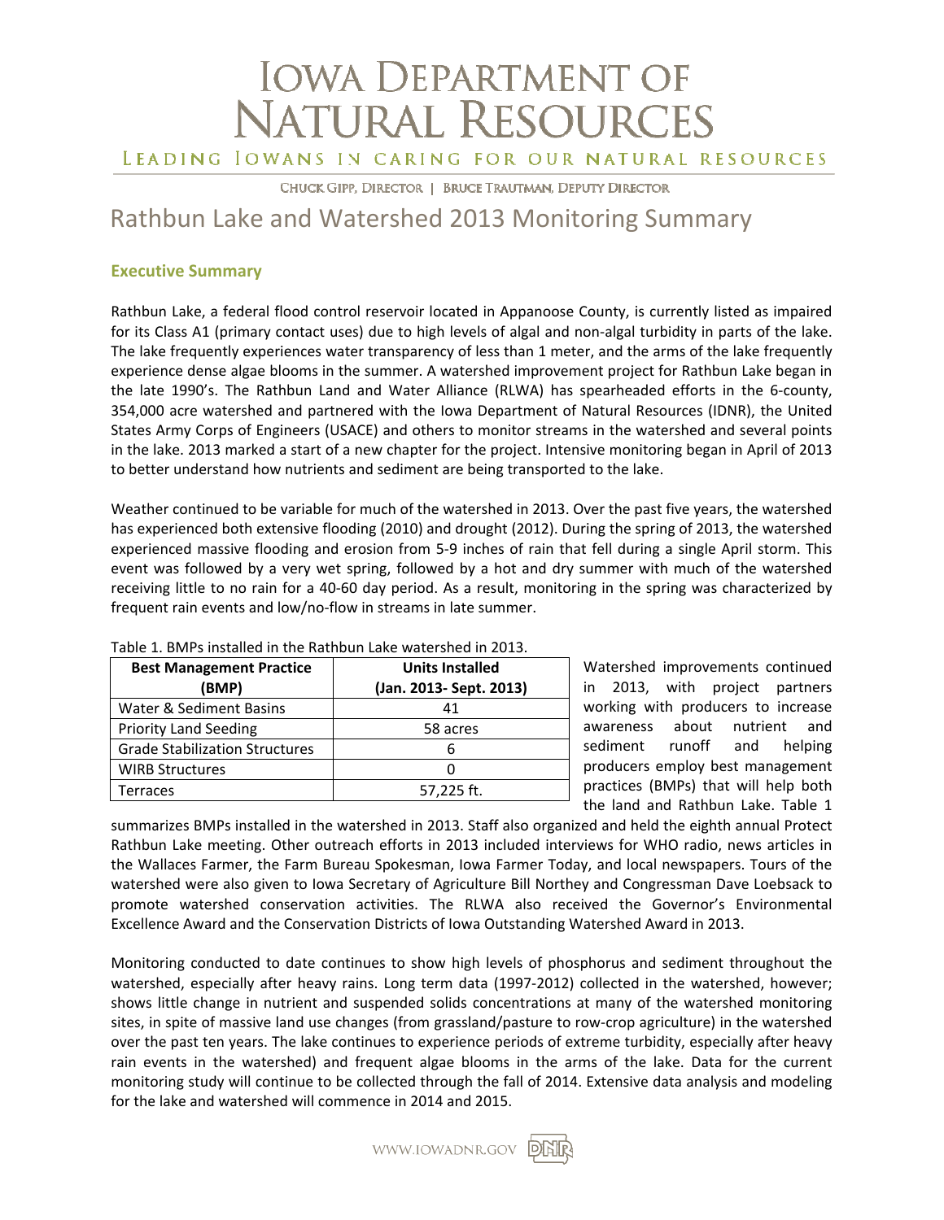# IOWA DEPARTMENT OF NATURAL RESOURCES

LEADING IOWANS IN CARING FOR OUR NATURAL RESOURCES

CHUCK GIPP, DIRECTOR | BRUCE TRAUTMAN, DEPUTY DIRECTOR

# Rathbun Lake and Watershed 2013 Monitoring Summary

## Executive Summary

Rathbun Lake, a federal flood control reservoir located in Appanoose County, is currently listed as impaired for its Class A1 (primary contact uses) due to high levels of algal and non-algal turbidity in parts of the lake. The lake frequently experiences water transparency of less than 1 meter, and the arms of the lake frequently experience dense algae blooms in the summer. A watershed improvement project for Rathbun Lake began in the late 1990's. The Rathbun Land and Water Alliance (RLWA) has spearheaded efforts in the 6-county, 354,000 acre watershed and partnered with the Iowa Department of Natural Resources (IDNR), the United States Army Corps of Engineers (USACE) and others to monitor streams in the watershed and several points in the lake. 2013 marked a start of a new chapter for the project. Intensive monitoring began in April of 2013 to better understand how nutrients and sediment are being transported to the lake.

Weather continued to be variable for much of the watershed in 2013. Over the past five years, the watershed has experienced both extensive flooding (2010) and drought (2012). During the spring of 2013, the watershed experienced massive flooding and erosion from 5-9 inches of rain that fell during a single April storm. This event was followed by a very wet spring, followed by a hot and dry summer with much of the watershed receiving little to no rain for a 40-60 day period. As a result, monitoring in the spring was characterized by frequent rain events and low/no-flow in streams in late summer.

Table 1. BMPs installed in the Rathbun Lake watershed in 2013.

| Best Management Practice (BMP) | Units Installed (Jan. 2013- Sept. 2013) |
|---|---|
| Water & Sediment Basins | 41 |
| Priority Land Seeding | 58 acres |
| Grade Stabilization Structures | 6 |
| WIRB Structures | 0 |
| Terraces | 57,225 ft. |

Watershed improvements continued in 2013, with project partners working with producers to increase awareness about nutrient and sediment runoff and helping producers employ best management practices (BMPs) that will help both the land and Rathbun Lake. Table 1 summarizes BMPs installed in the watershed in 2013. Staff also organized and held the eighth annual Protect Rathbun Lake meeting. Other outreach efforts in 2013 included interviews for WHO radio, news articles in the Wallaces Farmer, the Farm Bureau Spokesman, Iowa Farmer Today, and local newspapers. Tours of the watershed were also given to Iowa Secretary of Agriculture Bill Northey and Congressman Dave Loebsack to promote watershed conservation activities. The RLWA also received the Governor's Environmental Excellence Award and the Conservation Districts of Iowa Outstanding Watershed Award in 2013.

Monitoring conducted to date continues to show high levels of phosphorus and sediment throughout the watershed, especially after heavy rains. Long term data (1997-2012) collected in the watershed, however; shows little change in nutrient and suspended solids concentrations at many of the watershed monitoring sites, in spite of massive land use changes (from grassland/pasture to row-crop agriculture) in the watershed over the past ten years. The lake continues to experience periods of extreme turbidity, especially after heavy rain events in the watershed) and frequent algae blooms in the arms of the lake. Data for the current monitoring study will continue to be collected through the fall of 2014. Extensive data analysis and modeling for the lake and watershed will commence in 2014 and 2015.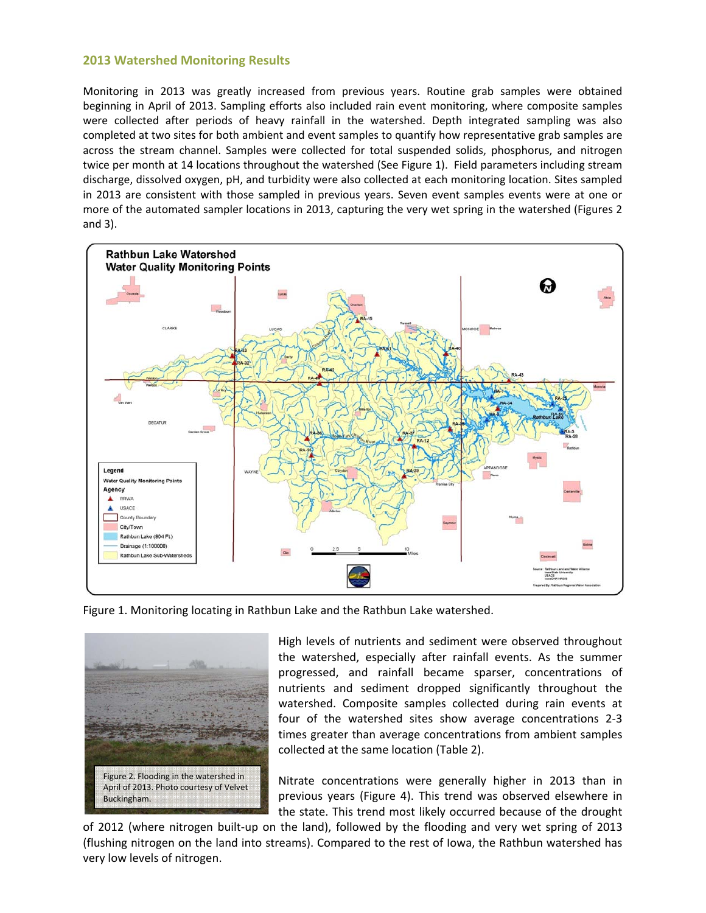## 2013 Watershed Monitoring Results

Monitoring in 2013 was greatly increased from previous years. Routine grab samples were obtained beginning in April of 2013. Sampling efforts also included rain event monitoring, where composite samples were collected after periods of heavy rainfall in the watershed. Depth integrated sampling was also completed at two sites for both ambient and event samples to quantify how representative grab samples are across the stream channel. Samples were collected for total suspended solids, phosphorus, and nitrogen twice per month at 14 locations throughout the watershed (See Figure 1). Field parameters including stream discharge, dissolved oxygen, pH, and turbidity were also collected at each monitoring location. Sites sampled in 2013 are consistent with those sampled in previous years. Seven event samples events were at one or more of the automated sampler locations in 2013, capturing the very wet spring in the watershed (Figures 2 and 3).

Figure 1. Monitoring locating in Rathbun Lake and the Rathbun Lake watershed.

Figure 2. Flooding in the watershed in April of 2013. Photo courtesy of Velvet Buckingham.

High levels of nutrients and sediment were observed throughout the watershed, especially after rainfall events. As the summer progressed, and rainfall became sparser, concentrations of nutrients and sediment dropped significantly throughout the watershed. Composite samples collected during rain events at four of the watershed sites show average concentrations 2-3 times greater than average concentrations from ambient samples collected at the same location (Table 2).

Nitrate concentrations were generally higher in 2013 than in previous years (Figure 4). This trend was observed elsewhere in the state. This trend most likely occurred because of the drought of 2012 (where nitrogen built-up on the land), followed by the flooding and very wet spring of 2013 (flushing nitrogen on the land into streams). Compared to the rest of Iowa, the Rathbun watershed has very low levels of nitrogen.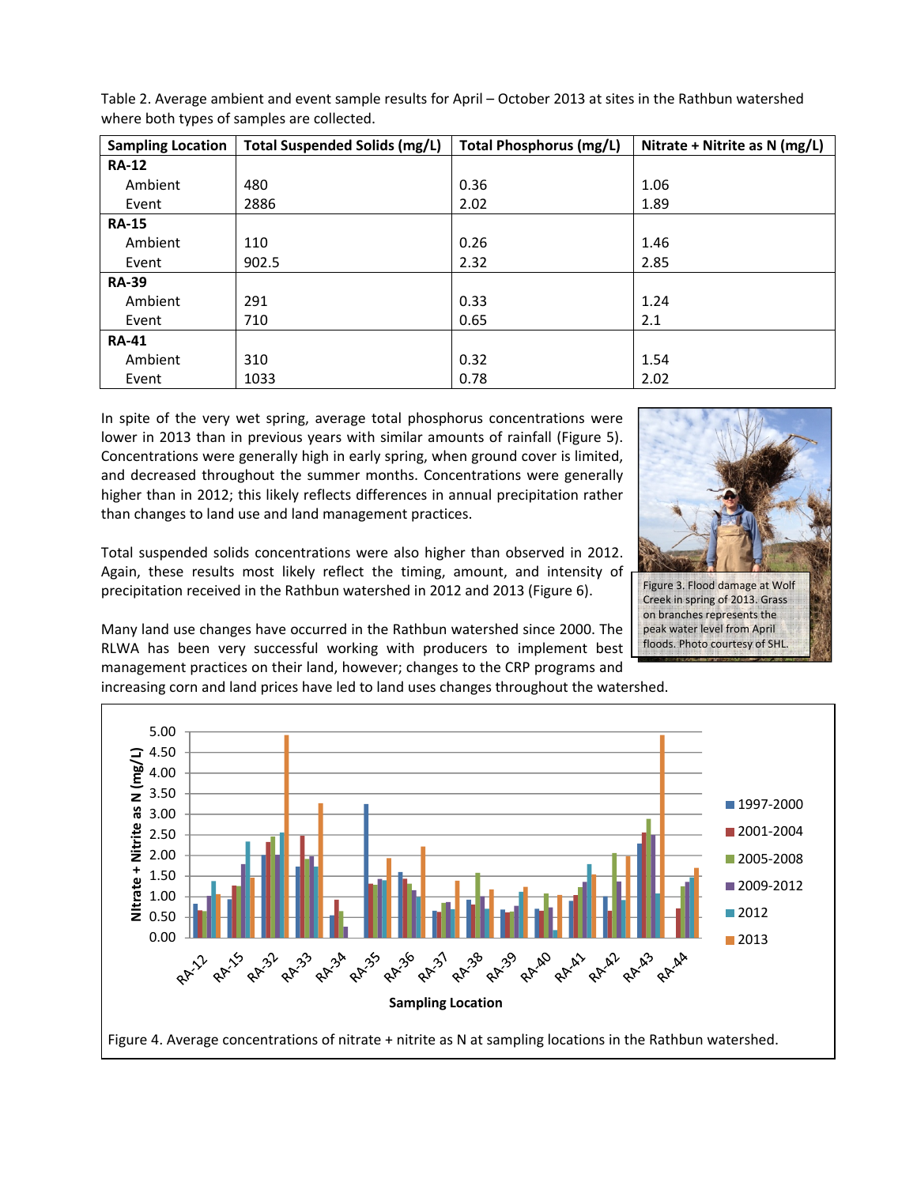Table 2. Average ambient and event sample results for April – October 2013 at sites in the Rathbun watershed where both types of samples are collected.

| Sampling Location | Total Suspended Solids (mg/L) | Total Phosphorus (mg/L) | Nitrate + Nitrite as N (mg/L) |
|---|---|---|---|
| **RA-12** | | | |
| Ambient | 480 | 0.36 | 1.06 |
| Event | 2886 | 2.02 | 1.89 |
| **RA-15** | | | |
| Ambient | 110 | 0.26 | 1.46 |
| Event | 902.5 | 2.32 | 2.85 |
| **RA-39** | | | |
| Ambient | 291 | 0.33 | 1.24 |
| Event | 710 | 0.65 | 2.1 |
| **RA-41** | | | |
| Ambient | 310 | 0.32 | 1.54 |
| Event | 1033 | 0.78 | 2.02 |

In spite of the very wet spring, average total phosphorus concentrations were lower in 2013 than in previous years with similar amounts of rainfall (Figure 5). Concentrations were generally high in early spring, when ground cover is limited, and decreased throughout the summer months. Concentrations were generally higher than in 2012; this likely reflects differences in annual precipitation rather than changes to land use and land management practices.

Total suspended solids concentrations were also higher than observed in 2012. Again, these results most likely reflect the timing, amount, and intensity of precipitation received in the Rathbun watershed in 2012 and 2013 (Figure 6).

Figure 3. Flood damage at Wolf Creek in spring of 2013. Grass on branches represents the peak water level from April floods. Photo courtesy of SHL.

Many land use changes have occurred in the Rathbun watershed since 2000. The RLWA has been very successful working with producers to implement best management practices on their land, however; changes to the CRP programs and increasing corn and land prices have led to land uses changes throughout the watershed.

Figure 4. Average concentrations of nitrate + nitrite as N at sampling locations in the Rathbun watershed.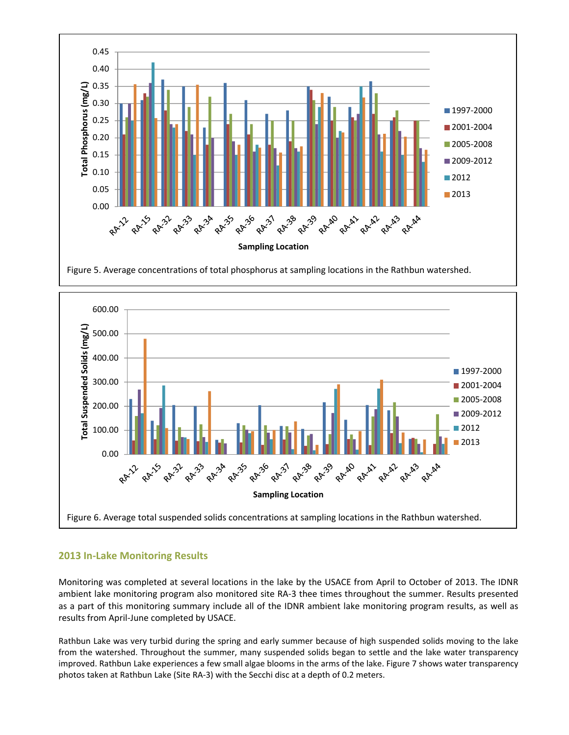Figure 5. Average concentrations of total phosphorus at sampling locations in the Rathbun watershed.

Figure 6. Average total suspended solids concentrations at sampling locations in the Rathbun watershed.

## 2013 In-Lake Monitoring Results

Monitoring was completed at several locations in the lake by the USACE from April to October of 2013. The IDNR ambient lake monitoring program also monitored site RA-3 thee times throughout the summer. Results presented as a part of this monitoring summary include all of the IDNR ambient lake monitoring program results, as well as results from April-June completed by USACE.

Rathbun Lake was very turbid during the spring and early summer because of high suspended solids moving to the lake from the watershed. Throughout the summer, many suspended solids began to settle and the lake water transparency improved. Rathbun Lake experiences a few small algae blooms in the arms of the lake. Figure 7 shows water transparency photos taken at Rathbun Lake (Site RA-3) with the Secchi disc at a depth of 0.2 meters.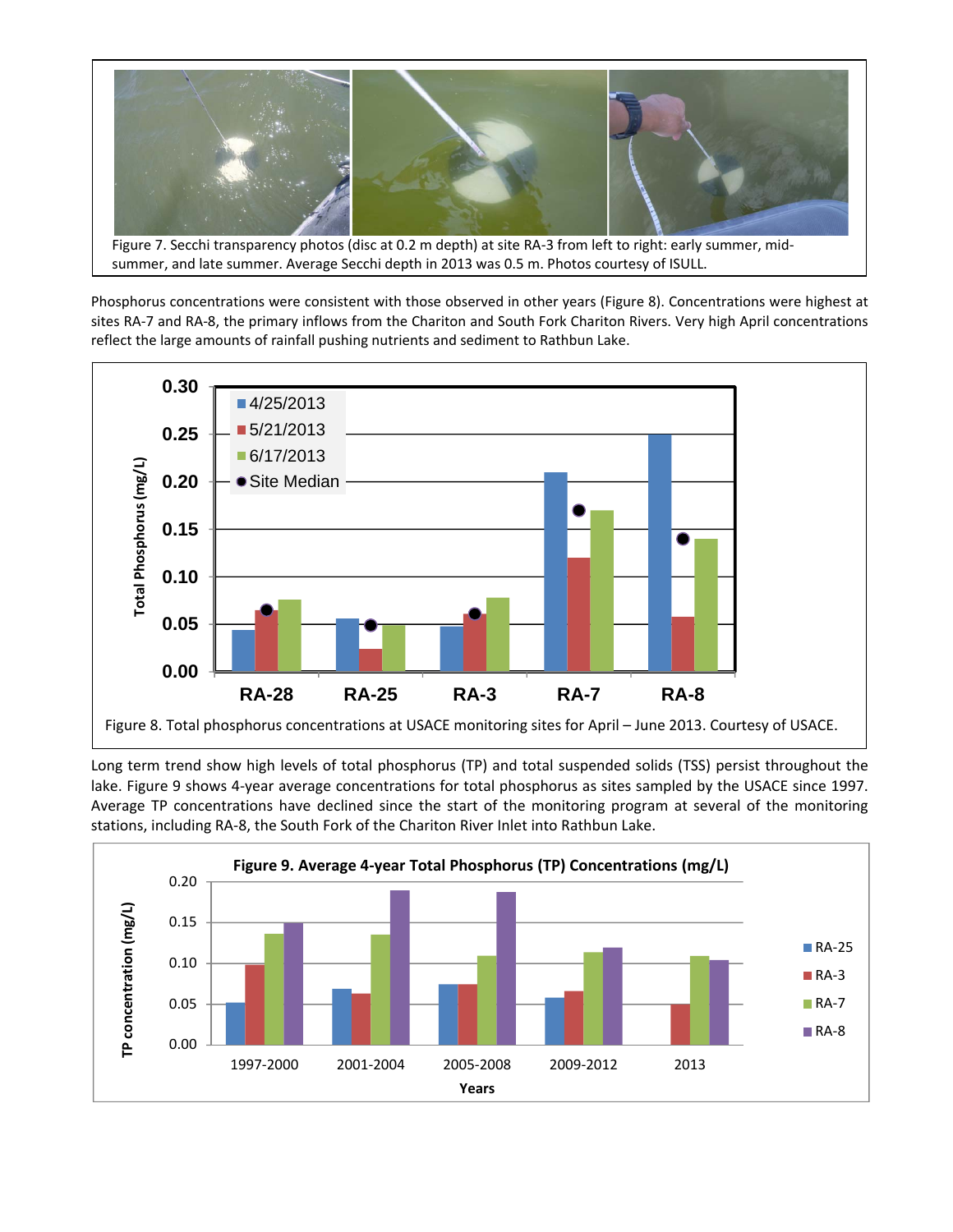Figure 7. Secchi transparency photos (disc at 0.2 m depth) at site RA-3 from left to right: early summer, mid-summer, and late summer. Average Secchi depth in 2013 was 0.5 m. Photos courtesy of ISULL.

Phosphorus concentrations were consistent with those observed in other years (Figure 8). Concentrations were highest at sites RA-7 and RA-8, the primary inflows from the Chariton and South Fork Chariton Rivers. Very high April concentrations reflect the large amounts of rainfall pushing nutrients and sediment to Rathbun Lake.

Figure 8. Total phosphorus concentrations at USACE monitoring sites for April – June 2013. Courtesy of USACE.

Long term trend show high levels of total phosphorus (TP) and total suspended solids (TSS) persist throughout the lake. Figure 9 shows 4-year average concentrations for total phosphorus as sites sampled by the USACE since 1997. Average TP concentrations have declined since the start of the monitoring program at several of the monitoring stations, including RA-8, the South Fork of the Chariton River Inlet into Rathbun Lake.

Figure 9. Average 4-year Total Phosphorus (TP) Concentrations (mg/L)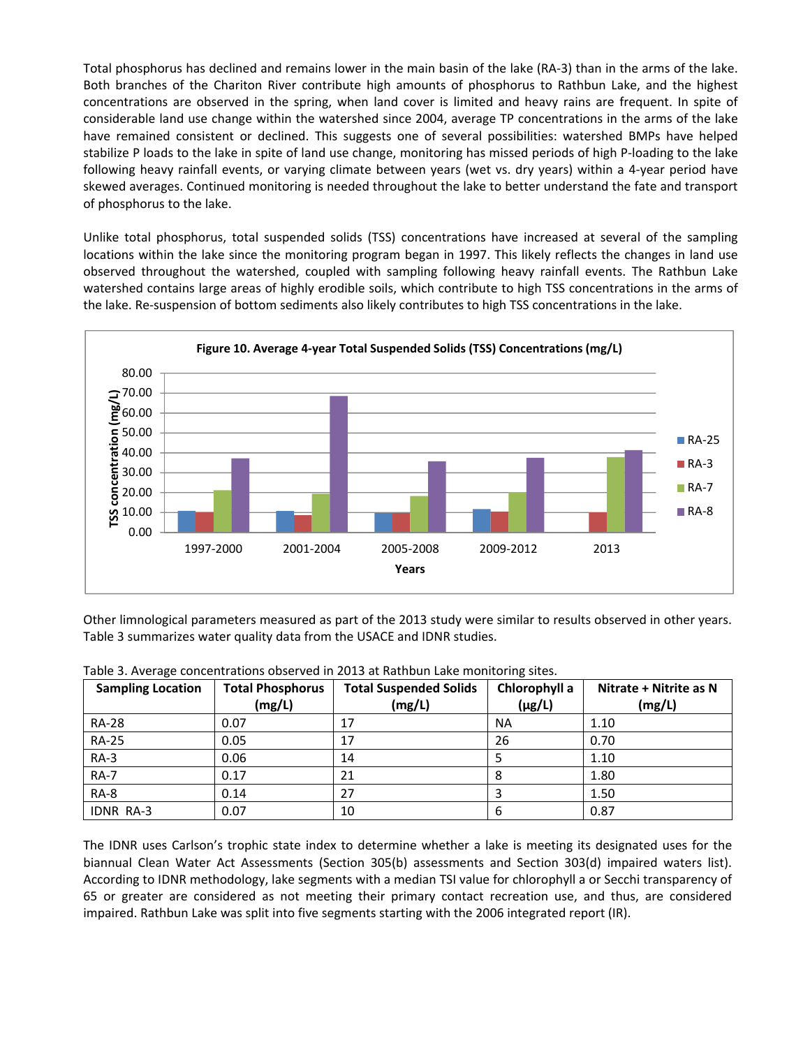Total phosphorus has declined and remains lower in the main basin of the lake (RA-3) than in the arms of the lake. Both branches of the Chariton River contribute high amounts of phosphorus to Rathbun Lake, and the highest concentrations are observed in the spring, when land cover is limited and heavy rains are frequent. In spite of considerable land use change within the watershed since 2004, average TP concentrations in the arms of the lake have remained consistent or declined. This suggests one of several possibilities: watershed BMPs have helped stabilize P loads to the lake in spite of land use change, monitoring has missed periods of high P-loading to the lake following heavy rainfall events, or varying climate between years (wet vs. dry years) within a 4-year period have skewed averages. Continued monitoring is needed throughout the lake to better understand the fate and transport of phosphorus to the lake.

Unlike total phosphorus, total suspended solids (TSS) concentrations have increased at several of the sampling locations within the lake since the monitoring program began in 1997. This likely reflects the changes in land use observed throughout the watershed, coupled with sampling following heavy rainfall events. The Rathbun Lake watershed contains large areas of highly erodible soils, which contribute to high TSS concentrations in the arms of the lake. Re-suspension of bottom sediments also likely contributes to high TSS concentrations in the lake.

**Figure 10. Average 4-year Total Suspended Solids (TSS) Concentrations (mg/L)**

Other limnological parameters measured as part of the 2013 study were similar to results observed in other years. Table 3 summarizes water quality data from the USACE and IDNR studies.

Table 3. Average concentrations observed in 2013 at Rathbun Lake monitoring sites.

| Sampling Location | Total Phosphorus (mg/L) | Total Suspended Solids (mg/L) | Chlorophyll a (μg/L) | Nitrate + Nitrite as N (mg/L) |
|---|---|---|---|---|
| RA-28 | 0.07 | 17 | NA | 1.10 |
| RA-25 | 0.05 | 17 | 26 | 0.70 |
| RA-3 | 0.06 | 14 | 5 | 1.10 |
| RA-7 | 0.17 | 21 | 8 | 1.80 |
| RA-8 | 0.14 | 27 | 3 | 1.50 |
| IDNR RA-3 | 0.07 | 10 | 6 | 0.87 |

The IDNR uses Carlson's trophic state index to determine whether a lake is meeting its designated uses for the biannual Clean Water Act Assessments (Section 305(b) assessments and Section 303(d) impaired waters list). According to IDNR methodology, lake segments with a median TSI value for chlorophyll a or Secchi transparency of 65 or greater are considered as not meeting their primary contact recreation use, and thus, are considered impaired. Rathbun Lake was split into five segments starting with the 2006 integrated report (IR).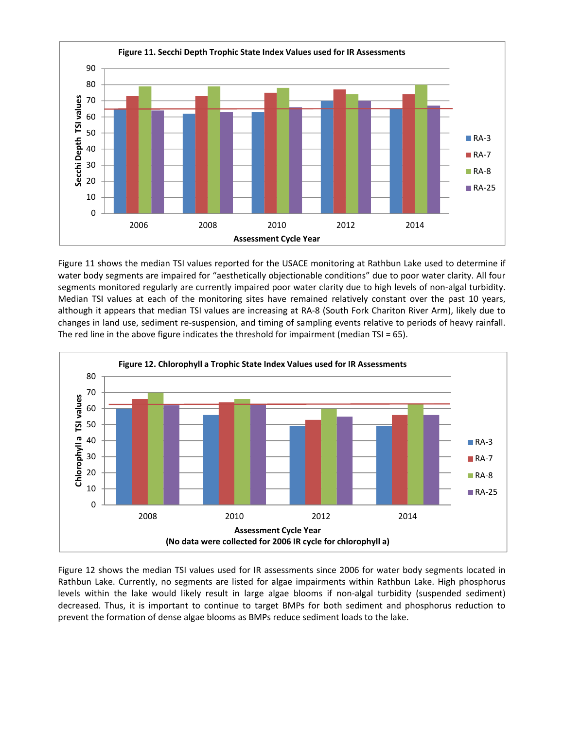**Figure 11. Secchi Depth Trophic State Index Values used for IR Assessments**

Figure 11 shows the median TSI values reported for the USACE monitoring at Rathbun Lake used to determine if water body segments are impaired for "aesthetically objectionable conditions" due to poor water clarity. All four segments monitored regularly are currently impaired poor water clarity due to high levels of non-algal turbidity. Median TSI values at each of the monitoring sites have remained relatively constant over the past 10 years, although it appears that median TSI values are increasing at RA-8 (South Fork Chariton River Arm), likely due to changes in land use, sediment re-suspension, and timing of sampling events relative to periods of heavy rainfall. The red line in the above figure indicates the threshold for impairment (median TSI = 65).

**Figure 12. Chlorophyll a Trophic State Index Values used for IR Assessments**

(No data were collected for 2006 IR cycle for chlorophyll a)

Figure 12 shows the median TSI values used for IR assessments since 2006 for water body segments located in Rathbun Lake. Currently, no segments are listed for algae impairments within Rathbun Lake. High phosphorus levels within the lake would likely result in large algae blooms if non-algal turbidity (suspended sediment) decreased. Thus, it is important to continue to target BMPs for both sediment and phosphorus reduction to prevent the formation of dense algae blooms as BMPs reduce sediment loads to the lake.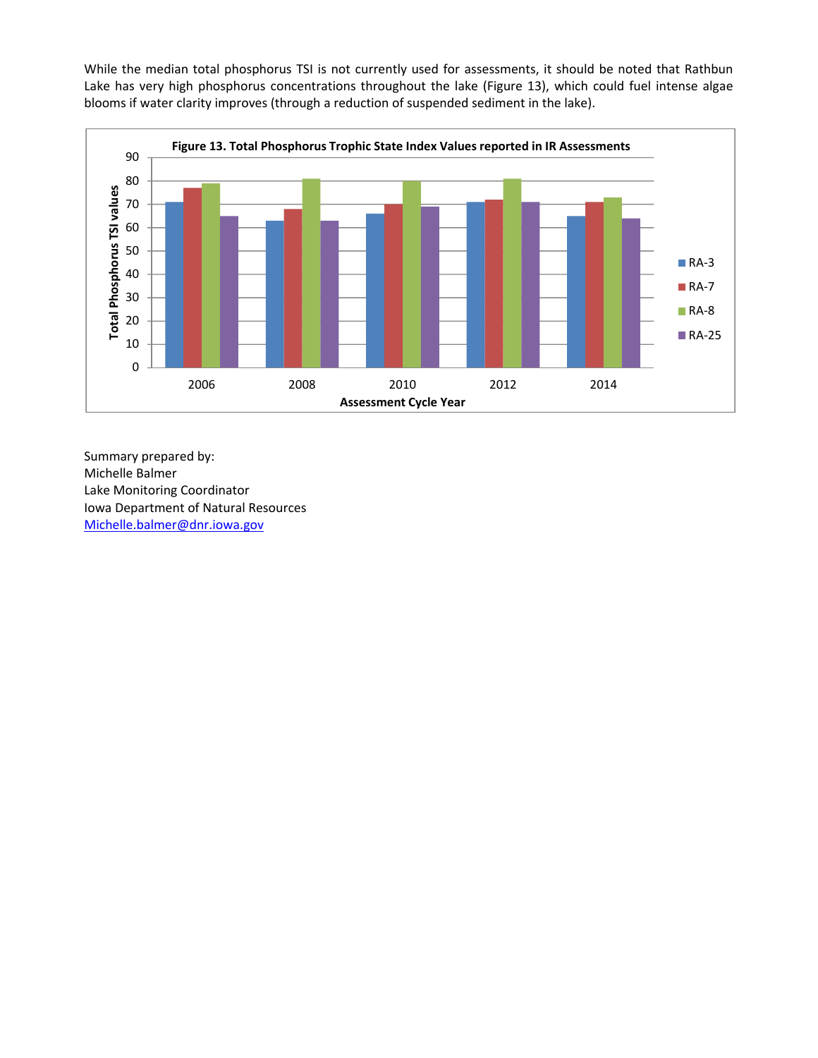While the median total phosphorus TSI is not currently used for assessments, it should be noted that Rathbun Lake has very high phosphorus concentrations throughout the lake (Figure 13), which could fuel intense algae blooms if water clarity improves (through a reduction of suspended sediment in the lake).

**Figure 13. Total Phosphorus Trophic State Index Values reported in IR Assessments**

Summary prepared by:
Michelle Balmer
Lake Monitoring Coordinator
Iowa Department of Natural Resources
Michelle.balmer@dnr.iowa.gov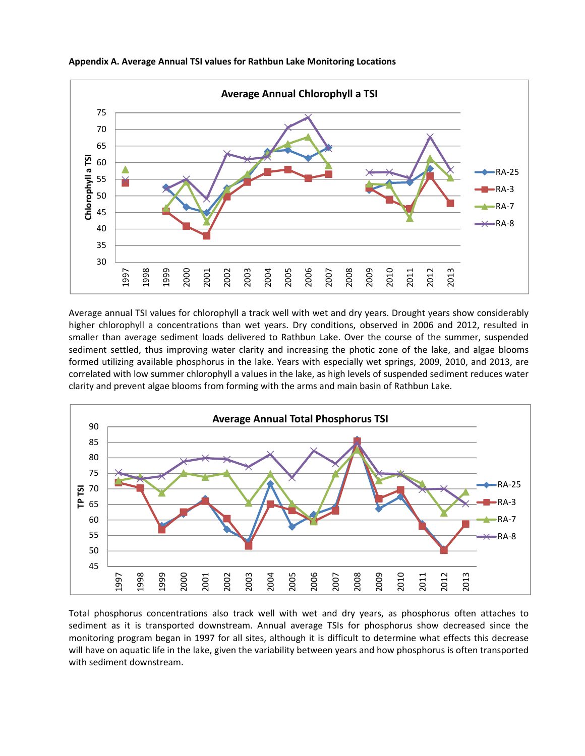**Appendix A. Average Annual TSI values for Rathbun Lake Monitoring Locations**

Average annual TSI values for chlorophyll a track well with wet and dry years. Drought years show considerably higher chlorophyll a concentrations than wet years. Dry conditions, observed in 2006 and 2012, resulted in smaller than average sediment loads delivered to Rathbun Lake. Over the course of the summer, suspended sediment settled, thus improving water clarity and increasing the photic zone of the lake, and algae blooms formed utilizing available phosphorus in the lake. Years with especially wet springs, 2009, 2010, and 2013, are correlated with low summer chlorophyll a values in the lake, as high levels of suspended sediment reduces water clarity and prevent algae blooms from forming with the arms and main basin of Rathbun Lake.

Total phosphorus concentrations also track well with wet and dry years, as phosphorus often attaches to sediment as it is transported downstream. Annual average TSIs for phosphorus show decreased since the monitoring program began in 1997 for all sites, although it is difficult to determine what effects this decrease will have on aquatic life in the lake, given the variability between years and how phosphorus is often transported with sediment downstream.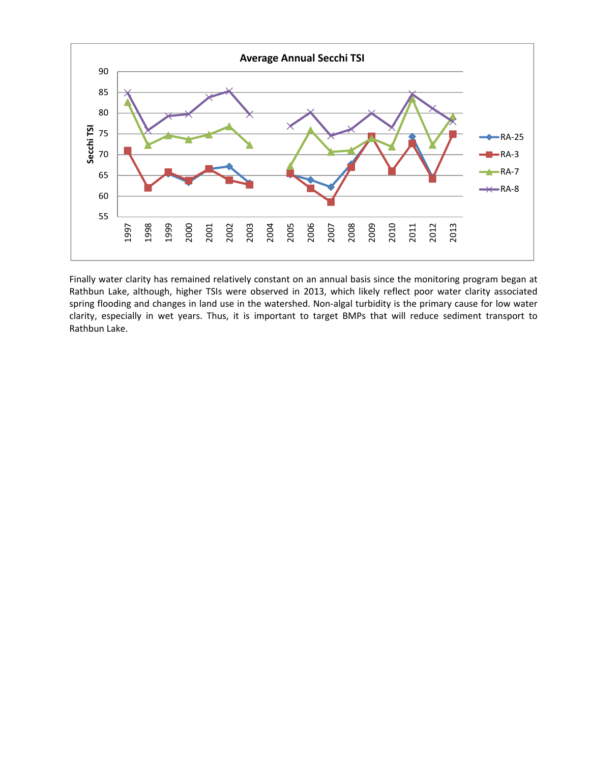Average Annual Secchi TSI

Secchi TSI

90
85
80
75
70
65
60
55

1997
1998
1999
2000
2001
2002
2003
2004
2005
2006
2007
2008
2009
2010
2011
2012
2013

RA-25
RA-3
RA-7
RA-8

Finally water clarity has remained relatively constant on an annual basis since the monitoring program began at Rathbun Lake, although, higher TSIs were observed in 2013, which likely reflect poor water clarity associated spring flooding and changes in land use in the watershed. Non-algal turbidity is the primary cause for low water clarity, especially in wet years. Thus, it is important to target BMPs that will reduce sediment transport to Rathbun Lake.